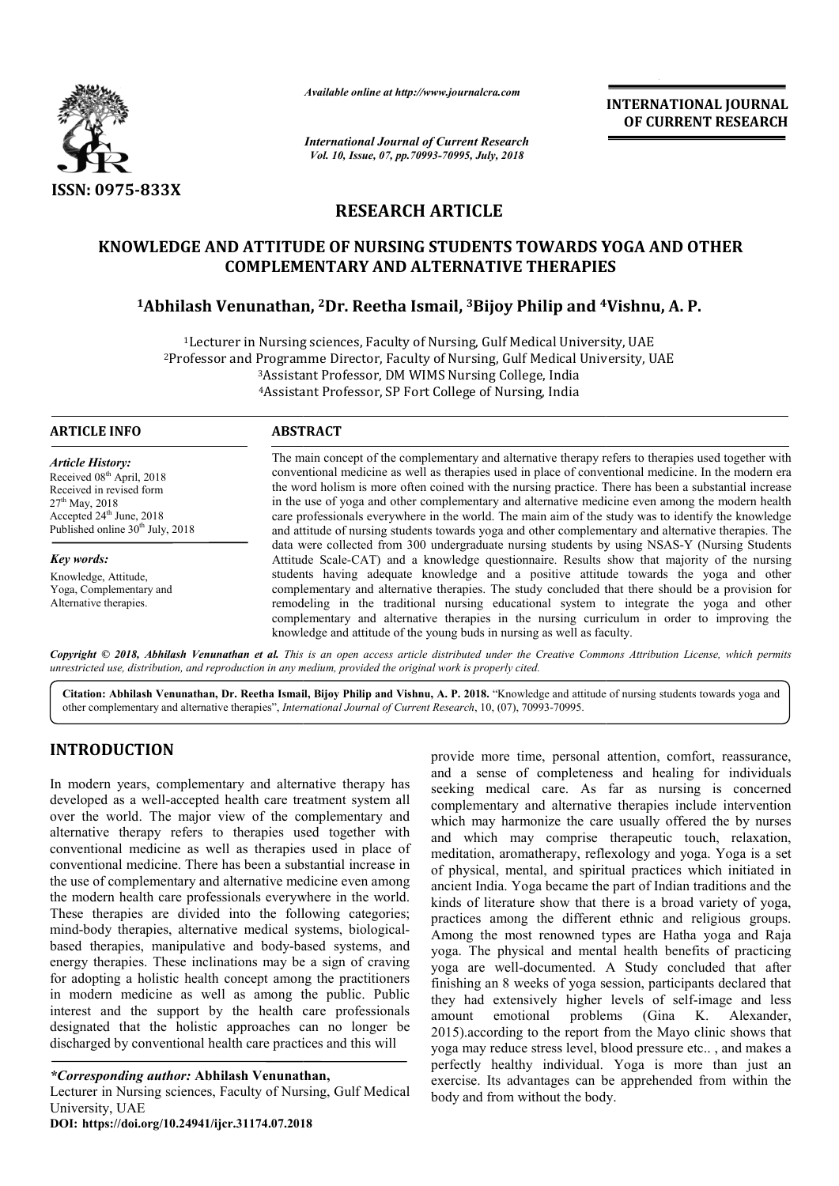## RESEARCH ARTICLE

# KNOWLEDGE AND ATTITUDE OF NURSING STUDENTS TOWARDS YOGA AND OTHER COMPLEMENTARY AND ALTERNATIVE THERAPIES

**[1]Abhilash Venunathan, [2]Dr. Reetha Ismail, [3]Bijoy Philip and [4]Vishnu, A. P.**

[1]Lecturer in Nursing sciences, Faculty of Nursing, Gulf Medical University, UAE
[2]Professor and Programme Director, Faculty of Nursing, Gulf Medical University, UAE
[3]Assistant Professor, DM WIMS Nursing College, India
[4]Assistant Professor, SP Fort College of Nursing, India

### ARTICLE INFO

***Article History:***
Received 08th April, 2018
Received in revised form 27th May, 2018
Accepted 24th June, 2018
Published online 30th July, 2018

***Key words:***
Knowledge, Attitude, Yoga, Complementary and Alternative therapies.

### ABSTRACT

The main concept of the complementary and alternative therapy refers to therapies used together with conventional medicine as well as therapies used in place of conventional medicine. In the modern era the word holism is more often coined with the nursing practice. There has been a substantial increase in the use of yoga and other complementary and alternative medicine even among the modern health care professionals everywhere in the world. The main aim of the study was to identify the knowledge and attitude of nursing students towards yoga and other complementary and alternative therapies. The data were collected from 300 undergraduate nursing students by using NSAS-Y (Nursing Students Attitude Scale-CAT) and a knowledge questionnaire. Results show that majority of the nursing students having adequate knowledge and a positive attitude towards the yoga and other complementary and alternative therapies. The study concluded that there should be a provision for remodeling in the traditional nursing educational system to integrate the yoga and other complementary and alternative therapies in the nursing curriculum in order to improving the knowledge and attitude of the young buds in nursing as well as faculty.

***Copyright © 2018, Abhilash Venunathan et al.*** *This is an open access article distributed under the Creative Commons Attribution License, which permits unrestricted use, distribution, and reproduction in any medium, provided the original work is properly cited.*

**Citation: Abhilash Venunathan, Dr. Reetha Ismail, Bijoy Philip and Vishnu, A. P. 2018.** "Knowledge and attitude of nursing students towards yoga and other complementary and alternative therapies", *International Journal of Current Research*, 10, (07), 70993-70995.

## INTRODUCTION

In modern years, complementary and alternative therapy has developed as a well-accepted health care treatment system all over the world. The major view of the complementary and alternative therapy refers to therapies used together with conventional medicine as well as therapies used in place of conventional medicine. There has been a substantial increase in the use of complementary and alternative medicine even among the modern health care professionals everywhere in the world. These therapies are divided into the following categories; mind-body therapies, alternative medical systems, biological-based therapies, manipulative and body-based systems, and energy therapies. These inclinations may be a sign of craving for adopting a holistic health concept among the practitioners in modern medicine as well as among the public. Public interest and the support by the health care professionals designated that the holistic approaches can no longer be discharged by conventional health care practices and this will provide more time, personal attention, comfort, reassurance, and a sense of completeness and healing for individuals seeking medical care. As far as nursing is concerned complementary and alternative therapies include intervention which may harmonize the care usually offered the by nurses and which may comprise therapeutic touch, relaxation, meditation, aromatherapy, reflexology and yoga. Yoga is a set of physical, mental, and spiritual practices which initiated in ancient India. Yoga became the part of Indian traditions and the kinds of literature show that there is a broad variety of yoga, practices among the different ethnic and religious groups. Among the most renowned types are Hatha yoga and Raja yoga. The physical and mental health benefits of practicing yoga are well-documented. A Study concluded that after finishing an 8 weeks of yoga session, participants declared that they had extensively higher levels of self-image and less amount emotional problems (Gina K. Alexander, 2015).according to the report from the Mayo clinic shows that yoga may reduce stress level, blood pressure etc.. , and makes a perfectly healthy individual. Yoga is more than just an exercise. Its advantages can be apprehended from within the body and from without the body.

**\*Corresponding author: Abhilash Venunathan,**
Lecturer in Nursing sciences, Faculty of Nursing, Gulf Medical University, UAE
**DOI: https://doi.org/10.24941/ijcr.31174.07.2018**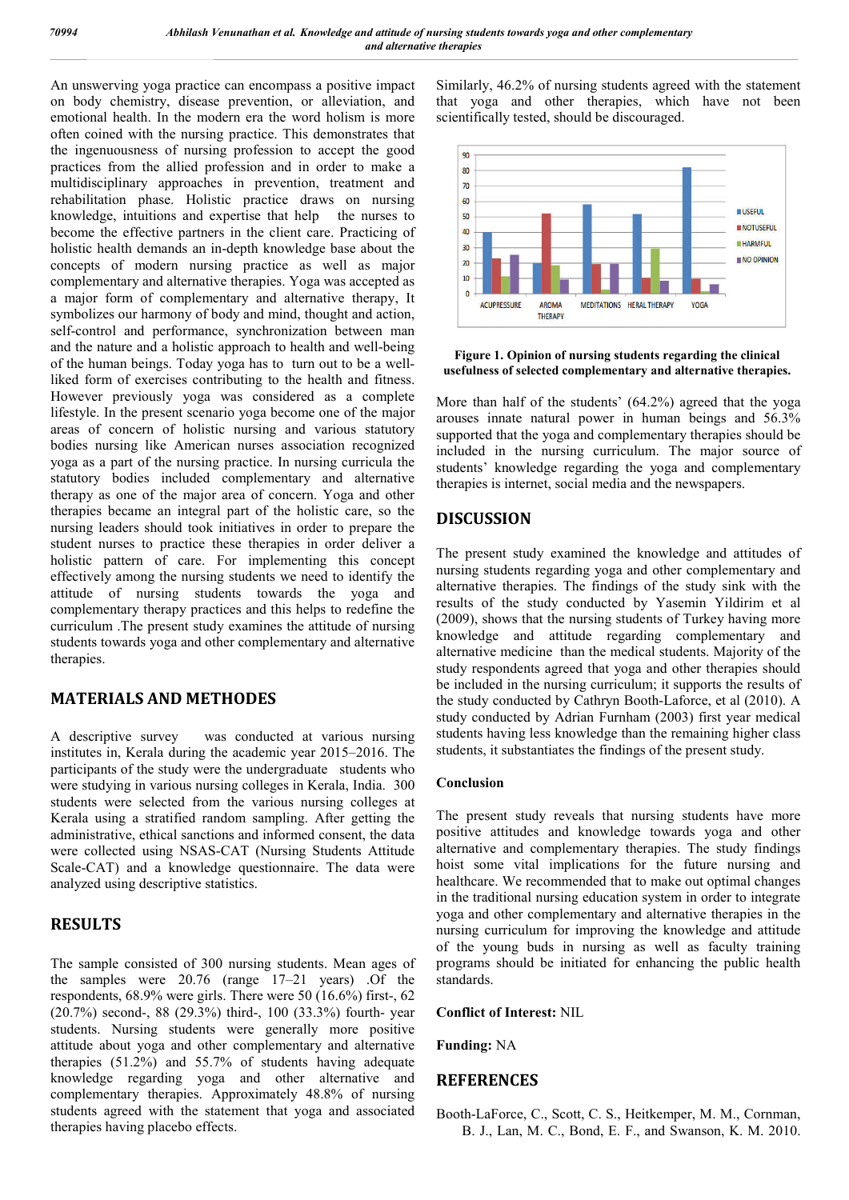An unswerving yoga practice can encompass a positive impact on body chemistry, disease prevention, or alleviation, and emotional health. In the modern era the word holism is more often coined with the nursing practice. This demonstrates that the ingenuousness of nursing profession to accept the good practices from the allied profession and in order to make a multidisciplinary approaches in prevention, treatment and rehabilitation phase. Holistic practice draws on nursing knowledge, intuitions and expertise that help the nurses to become the effective partners in the client care. Practicing of holistic health demands an in-depth knowledge base about the concepts of modern nursing practice as well as major complementary and alternative therapies. Yoga was accepted as a major form of complementary and alternative therapy, It symbolizes our harmony of body and mind, thought and action, self-control and performance, synchronization between man and the nature and a holistic approach to health and well-being of the human beings. Today yoga has to turn out to be a well-liked form of exercises contributing to the health and fitness. However previously yoga was considered as a complete lifestyle. In the present scenario yoga become one of the major areas of concern of holistic nursing and various statutory bodies nursing like American nurses association recognized yoga as a part of the nursing practice. In nursing curricula the statutory bodies included complementary and alternative therapy as one of the major area of concern. Yoga and other therapies became an integral part of the holistic care, so the nursing leaders should took initiatives in order to prepare the student nurses to practice these therapies in order deliver a holistic pattern of care. For implementing this concept effectively among the nursing students we need to identify the attitude of nursing students towards the yoga and complementary therapy practices and this helps to redefine the curriculum .The present study examines the attitude of nursing students towards yoga and other complementary and alternative therapies.

## MATERIALS AND METHODES

A descriptive survey was conducted at various nursing institutes in, Kerala during the academic year 2015–2016. The participants of the study were the undergraduate students who were studying in various nursing colleges in Kerala, India. 300 students were selected from the various nursing colleges at Kerala using a stratified random sampling. After getting the administrative, ethical sanctions and informed consent, the data were collected using NSAS-CAT (Nursing Students Attitude Scale-CAT) and a knowledge questionnaire. The data were analyzed using descriptive statistics.

## RESULTS

The sample consisted of 300 nursing students. Mean ages of the samples were 20.76 (range 17–21 years) .Of the respondents, 68.9% were girls. There were 50 (16.6%) first-, 62 (20.7%) second-, 88 (29.3%) third-, 100 (33.3%) fourth- year students. Nursing students were generally more positive attitude about yoga and other complementary and alternative therapies (51.2%) and 55.7% of students having adequate knowledge regarding yoga and other alternative and complementary therapies. Approximately 48.8% of nursing students agreed with the statement that yoga and associated therapies having placebo effects.

Similarly, 46.2% of nursing students agreed with the statement that yoga and other therapies, which have not been scientifically tested, should be discouraged.

| | USEFUL | NOTUSEFUL | HARMFUL | NO OPINION |
|---|---|---|---|---|
| ACUPRESSURE | 40 | 23 | 11 | 25 |
| AROMA THERAPY | 20 | 52 | 18 | 9 |
| MEDITATIONS | 58 | 19 | 3 | 19 |
| HERAL THERAPY | 52 | 10 | 29 | 8 |
| YOGA | 82 | 9 | 2 | 6 |

**Figure 1. Opinion of nursing students regarding the clinical usefulness of selected complementary and alternative therapies.**

More than half of the students' (64.2%) agreed that the yoga arouses innate natural power in human beings and 56.3% supported that the yoga and complementary therapies should be included in the nursing curriculum. The major source of students' knowledge regarding the yoga and complementary therapies is internet, social media and the newspapers.

## DISCUSSION

The present study examined the knowledge and attitudes of nursing students regarding yoga and other complementary and alternative therapies. The findings of the study sink with the results of the study conducted by Yasemin Yildirim et al (2009), shows that the nursing students of Turkey having more knowledge and attitude regarding complementary and alternative medicine than the medical students. Majority of the study respondents agreed that yoga and other therapies should be included in the nursing curriculum; it supports the results of the study conducted by Cathryn Booth-Laforce, et al (2010). A study conducted by Adrian Furnham (2003) first year medical students having less knowledge than the remaining higher class students, it substantiates the findings of the present study.

### Conclusion

The present study reveals that nursing students have more positive attitudes and knowledge towards yoga and other alternative and complementary therapies. The study findings hoist some vital implications for the future nursing and healthcare. We recommended that to make out optimal changes in the traditional nursing education system in order to integrate yoga and other complementary and alternative therapies in the nursing curriculum for improving the knowledge and attitude of the young buds in nursing as well as faculty training programs should be initiated for enhancing the public health standards.

**Conflict of Interest:** NIL

**Funding:** NA

## REFERENCES

Booth-LaForce, C., Scott, C. S., Heitkemper, M. M., Cornman, B. J., Lan, M. C., Bond, E. F., and Swanson, K. M. 2010.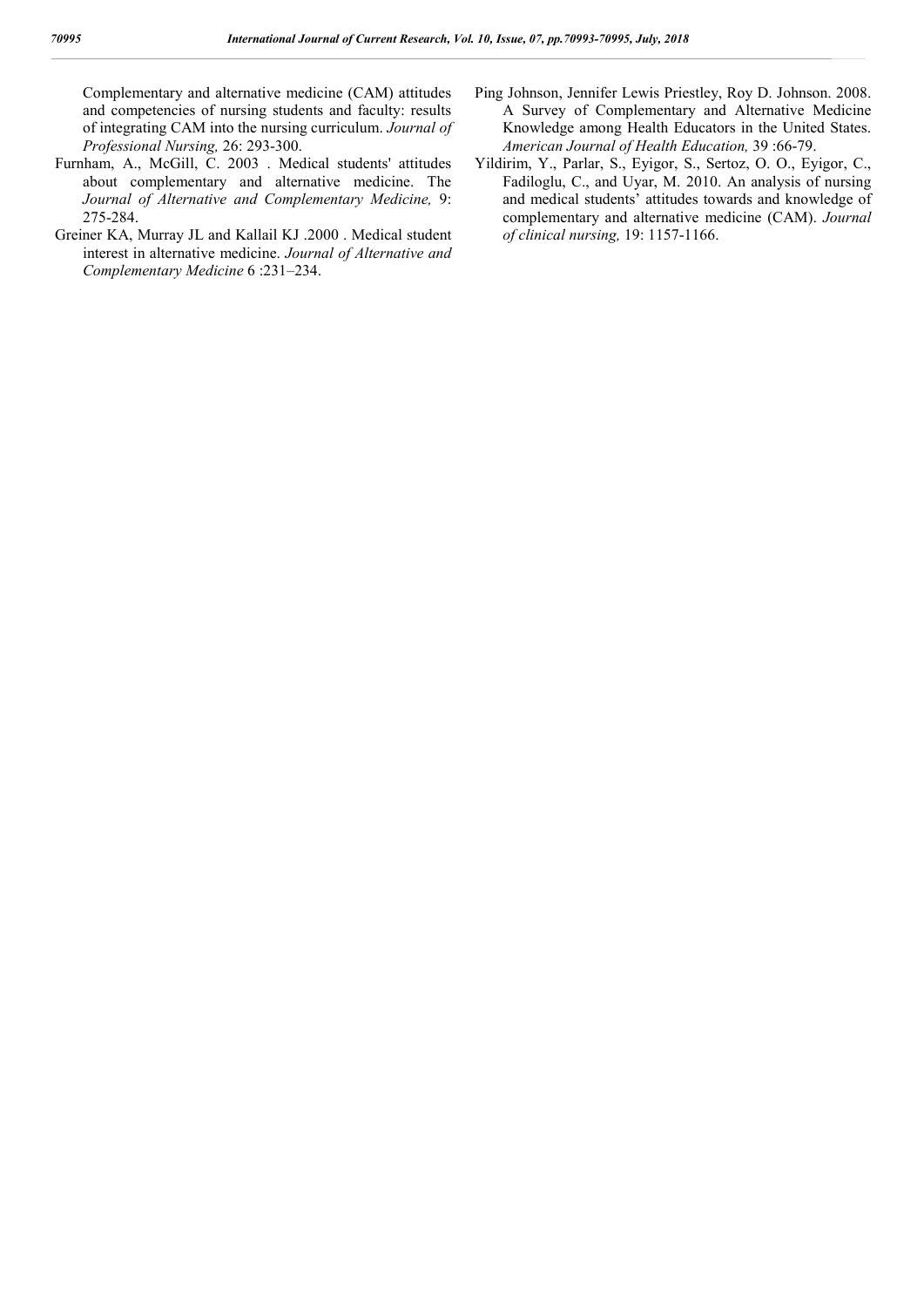Complementary and alternative medicine (CAM) attitudes and competencies of nursing students and faculty: results of integrating CAM into the nursing curriculum. *Journal of Professional Nursing,* 26: 293-300.

Furnham, A., McGill, C. 2003 . Medical students' attitudes about complementary and alternative medicine. The *Journal of Alternative and Complementary Medicine,* 9: 275-284.

Greiner KA, Murray JL and Kallail KJ .2000 . Medical student interest in alternative medicine. *Journal of Alternative and Complementary Medicine* 6 :231–234.

Ping Johnson, Jennifer Lewis Priestley, Roy D. Johnson. 2008. A Survey of Complementary and Alternative Medicine Knowledge among Health Educators in the United States. *American Journal of Health Education,* 39 :66-79.

Yildirim, Y., Parlar, S., Eyigor, S., Sertoz, O. O., Eyigor, C., Fadiloglu, C., and Uyar, M. 2010. An analysis of nursing and medical students' attitudes towards and knowledge of complementary and alternative medicine (CAM). *Journal of clinical nursing,* 19: 1157-1166.